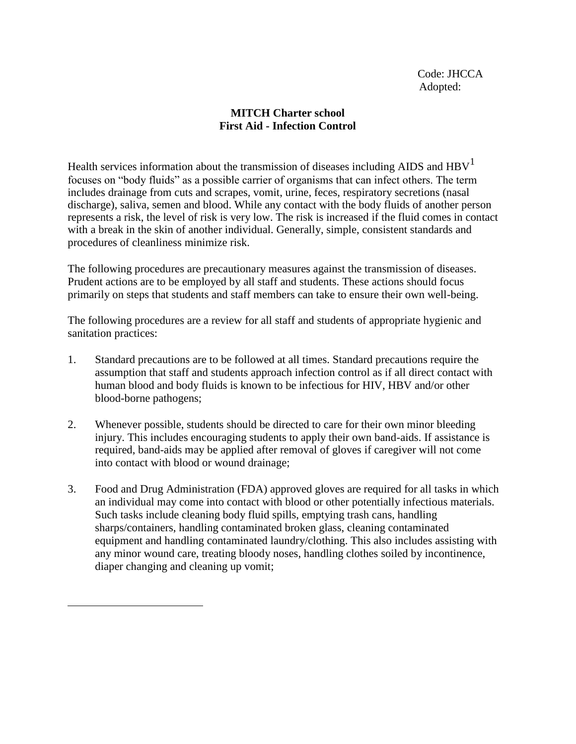Code: JHCCA
Adopted:

**MITCH Charter school**
**First Aid - Infection Control**

Health services information about the transmission of diseases including AIDS and HBV[1] focuses on "body fluids" as a possible carrier of organisms that can infect others. The term includes drainage from cuts and scrapes, vomit, urine, feces, respiratory secretions (nasal discharge), saliva, semen and blood. While any contact with the body fluids of another person represents a risk, the level of risk is very low. The risk is increased if the fluid comes in contact with a break in the skin of another individual. Generally, simple, consistent standards and procedures of cleanliness minimize risk.

The following procedures are precautionary measures against the transmission of diseases. Prudent actions are to be employed by all staff and students. These actions should focus primarily on steps that students and staff members can take to ensure their own well-being.

The following procedures are a review for all staff and students of appropriate hygienic and sanitation practices:

1. Standard precautions are to be followed at all times. Standard precautions require the assumption that staff and students approach infection control as if all direct contact with human blood and body fluids is known to be infectious for HIV, HBV and/or other blood-borne pathogens;

2. Whenever possible, students should be directed to care for their own minor bleeding injury. This includes encouraging students to apply their own band-aids. If assistance is required, band-aids may be applied after removal of gloves if caregiver will not come into contact with blood or wound drainage;

3. Food and Drug Administration (FDA) approved gloves are required for all tasks in which an individual may come into contact with blood or other potentially infectious materials. Such tasks include cleaning body fluid spills, emptying trash cans, handling sharps/containers, handling contaminated broken glass, cleaning contaminated equipment and handling contaminated laundry/clothing. This also includes assisting with any minor wound care, treating bloody noses, handling clothes soiled by incontinence, diaper changing and cleaning up vomit;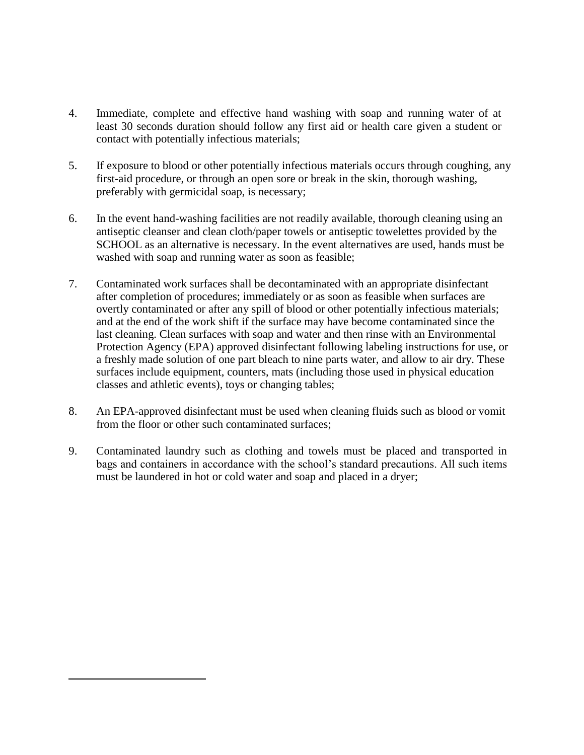4. Immediate, complete and effective hand washing with soap and running water of at least 30 seconds duration should follow any first aid or health care given a student or contact with potentially infectious materials;

5. If exposure to blood or other potentially infectious materials occurs through coughing, any first-aid procedure, or through an open sore or break in the skin, thorough washing, preferably with germicidal soap, is necessary;

6. In the event hand-washing facilities are not readily available, thorough cleaning using an antiseptic cleanser and clean cloth/paper towels or antiseptic towelettes provided by the SCHOOL as an alternative is necessary. In the event alternatives are used, hands must be washed with soap and running water as soon as feasible;

7. Contaminated work surfaces shall be decontaminated with an appropriate disinfectant after completion of procedures; immediately or as soon as feasible when surfaces are overtly contaminated or after any spill of blood or other potentially infectious materials; and at the end of the work shift if the surface may have become contaminated since the last cleaning. Clean surfaces with soap and water and then rinse with an Environmental Protection Agency (EPA) approved disinfectant following labeling instructions for use, or a freshly made solution of one part bleach to nine parts water, and allow to air dry. These surfaces include equipment, counters, mats (including those used in physical education classes and athletic events), toys or changing tables;

8. An EPA-approved disinfectant must be used when cleaning fluids such as blood or vomit from the floor or other such contaminated surfaces;

9. Contaminated laundry such as clothing and towels must be placed and transported in bags and containers in accordance with the school's standard precautions. All such items must be laundered in hot or cold water and soap and placed in a dryer;